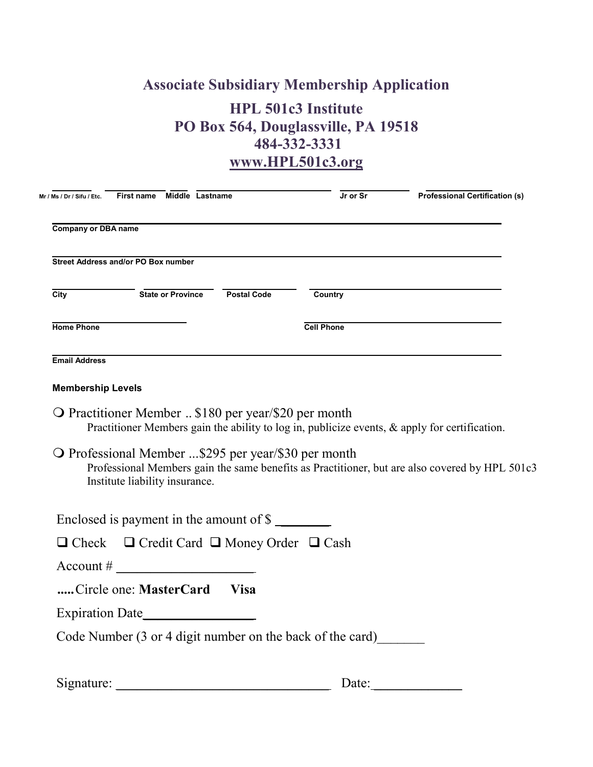# Associate Subsidiary Membership Application

## HPL 501c3 Institute
## PO Box 564, Douglassville, PA 19518
## 484-332-3331
## www.HPL501c3.org

______ ______ ______ ______________________ ______ ______

**Mr / Ms / Dr / Sifu / Etc.** **First name** **Middle** **Lastname** **Jr or Sr** **Professional Certification (s)**

______________________________________________

**Company or DBA name**

______________________________________________

**Street Address and/or PO Box number**

__________ __________ __________ ______________________

**City** **State or Province** **Postal Code** **Country**

__________________ ______________________

**Home Phone** **Cell Phone**

______________________________________________

**Email Address**

**Membership Levels**

❍ Practitioner Member .. $180 per year/$20 per month
Practitioner Members gain the ability to log in, publicize events, & apply for certification.

❍ Professional Member ...$295 per year/$30 per month
Professional Members gain the same benefits as Practitioner, but are also covered by HPL 501c3 Institute liability insurance.

Enclosed is payment in the amount of $ ________

❑ Check ❑ Credit Card ❑ Money Order ❑ Cash

Account # ____________________

**.....** Circle one: **MasterCard** **Visa**

Expiration Date________________

Code Number (3 or 4 digit number on the back of the card)_______

Signature: ______________________________ Date:_____________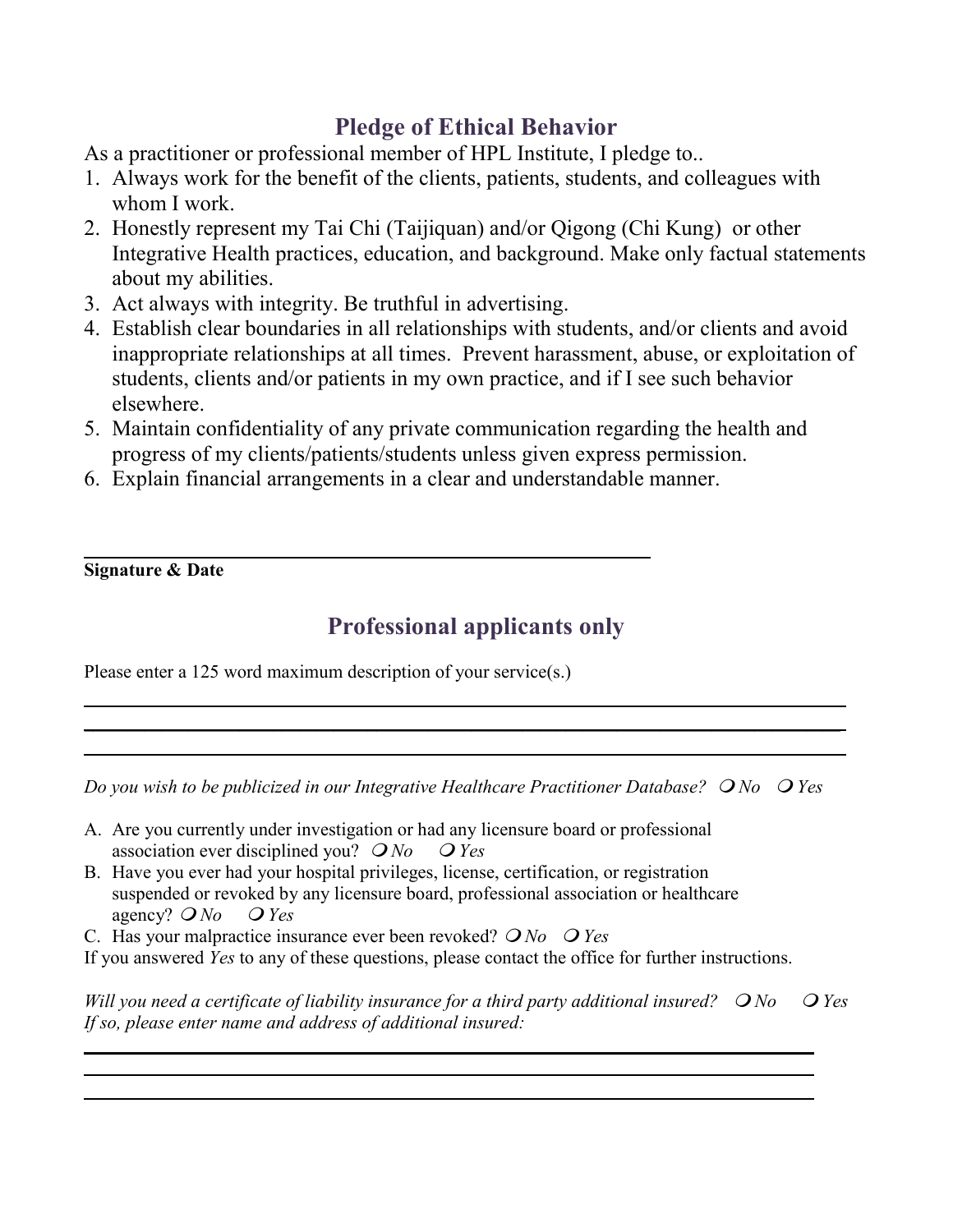## Pledge of Ethical Behavior

As a practitioner or professional member of HPL Institute, I pledge to..

1. Always work for the benefit of the clients, patients, students, and colleagues with whom I work.
2. Honestly represent my Tai Chi (Taijiquan) and/or Qigong (Chi Kung) or other Integrative Health practices, education, and background. Make only factual statements about my abilities.
3. Act always with integrity. Be truthful in advertising.
4. Establish clear boundaries in all relationships with students, and/or clients and avoid inappropriate relationships at all times. Prevent harassment, abuse, or exploitation of students, clients and/or patients in my own practice, and if I see such behavior elsewhere.
5. Maintain confidentiality of any private communication regarding the health and progress of my clients/patients/students unless given express permission.
6. Explain financial arrangements in a clear and understandable manner.

\_\_\_\_\_\_\_\_\_\_\_\_\_\_\_\_\_\_\_\_\_\_\_\_\_\_\_\_\_\_\_\_\_\_\_\_\_\_\_\_\_\_\_\_\_\_\_\_\_\_

**Signature & Date**

## Professional applicants only

Please enter a 125 word maximum description of your service(s.)

\_\_\_\_\_\_\_\_\_\_\_\_\_\_\_\_\_\_\_\_\_\_\_\_\_\_\_\_\_\_\_\_\_\_\_\_\_\_\_\_\_\_\_\_\_\_\_\_\_\_\_\_\_\_\_\_\_\_\_\_\_\_\_\_\_\_\_\_\_\_\_\_

\_\_\_\_\_\_\_\_\_\_\_\_\_\_\_\_\_\_\_\_\_\_\_\_\_\_\_\_\_\_\_\_\_\_\_\_\_\_\_\_\_\_\_\_\_\_\_\_\_\_\_\_\_\_\_\_\_\_\_\_\_\_\_\_\_\_\_\_\_\_\_\_

\_\_\_\_\_\_\_\_\_\_\_\_\_\_\_\_\_\_\_\_\_\_\_\_\_\_\_\_\_\_\_\_\_\_\_\_\_\_\_\_\_\_\_\_\_\_\_\_\_\_\_\_\_\_\_\_\_\_\_\_\_\_\_\_\_\_\_\_\_\_\_\_

*Do you wish to be publicized in our Integrative Healthcare Practitioner Database?* ❍ *No* ❍ *Yes*

A. Are you currently under investigation or had any licensure board or professional association ever disciplined you? ❍ *No* ❍ *Yes*
B. Have you ever had your hospital privileges, license, certification, or registration suspended or revoked by any licensure board, professional association or healthcare agency? ❍ *No* ❍ *Yes*
C. Has your malpractice insurance ever been revoked? ❍ *No* ❍ *Yes*

If you answered *Yes* to any of these questions, please contact the office for further instructions.

*Will you need a certificate of liability insurance for a third party additional insured?* ❍ *No* ❍ *Yes*
*If so, please enter name and address of additional insured:*

\_\_\_\_\_\_\_\_\_\_\_\_\_\_\_\_\_\_\_\_\_\_\_\_\_\_\_\_\_\_\_\_\_\_\_\_\_\_\_\_\_\_\_\_\_\_\_\_\_\_\_\_\_\_\_\_\_\_\_\_\_\_\_\_\_\_\_\_\_\_\_\_

\_\_\_\_\_\_\_\_\_\_\_\_\_\_\_\_\_\_\_\_\_\_\_\_\_\_\_\_\_\_\_\_\_\_\_\_\_\_\_\_\_\_\_\_\_\_\_\_\_\_\_\_\_\_\_\_\_\_\_\_\_\_\_\_\_\_\_\_\_\_\_\_

\_\_\_\_\_\_\_\_\_\_\_\_\_\_\_\_\_\_\_\_\_\_\_\_\_\_\_\_\_\_\_\_\_\_\_\_\_\_\_\_\_\_\_\_\_\_\_\_\_\_\_\_\_\_\_\_\_\_\_\_\_\_\_\_\_\_\_\_\_\_\_\_